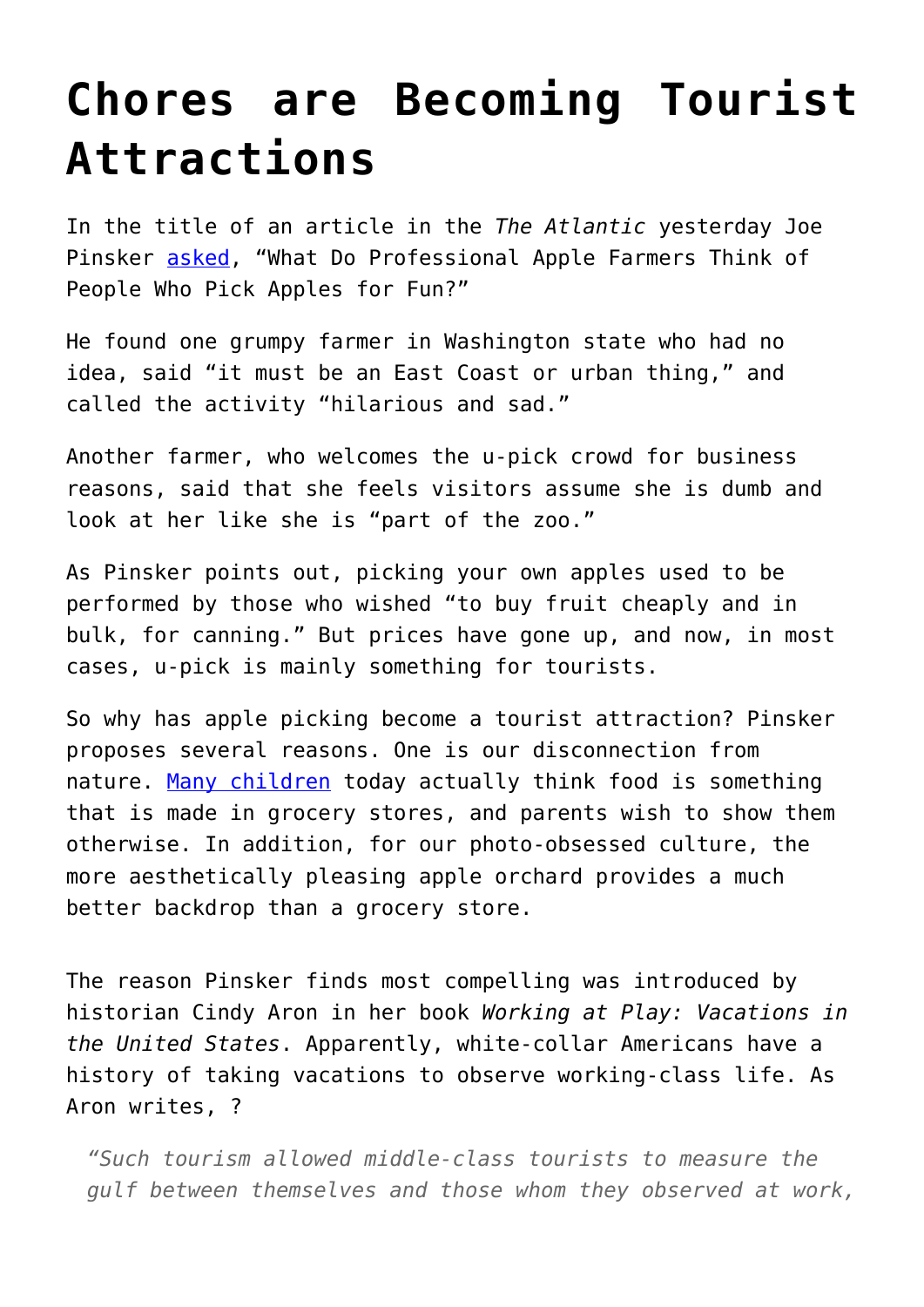# Chores are Becoming Tourist Attractions

In the title of an article in the *The Atlantic* yesterday Joe Pinsker [asked](), "What Do Professional Apple Farmers Think of People Who Pick Apples for Fun?"

He found one grumpy farmer in Washington state who had no idea, said "it must be an East Coast or urban thing," and called the activity "hilarious and sad."

Another farmer, who welcomes the u-pick crowd for business reasons, said that she feels visitors assume she is dumb and look at her like she is "part of the zoo."

As Pinsker points out, picking your own apples used to be performed by those who wished "to buy fruit cheaply and in bulk, for canning." But prices have gone up, and now, in most cases, u-pick is mainly something for tourists.

So why has apple picking become a tourist attraction? Pinsker proposes several reasons. One is our disconnection from nature. [Many children]() today actually think food is something that is made in grocery stores, and parents wish to show them otherwise. In addition, for our photo-obsessed culture, the more aesthetically pleasing apple orchard provides a much better backdrop than a grocery store.

The reason Pinsker finds most compelling was introduced by historian Cindy Aron in her book *Working at Play: Vacations in the United States*. Apparently, white-collar Americans have a history of taking vacations to observe working-class life. As Aron writes, ?

> *"Such tourism allowed middle-class tourists to measure the gulf between themselves and those whom they observed at work,*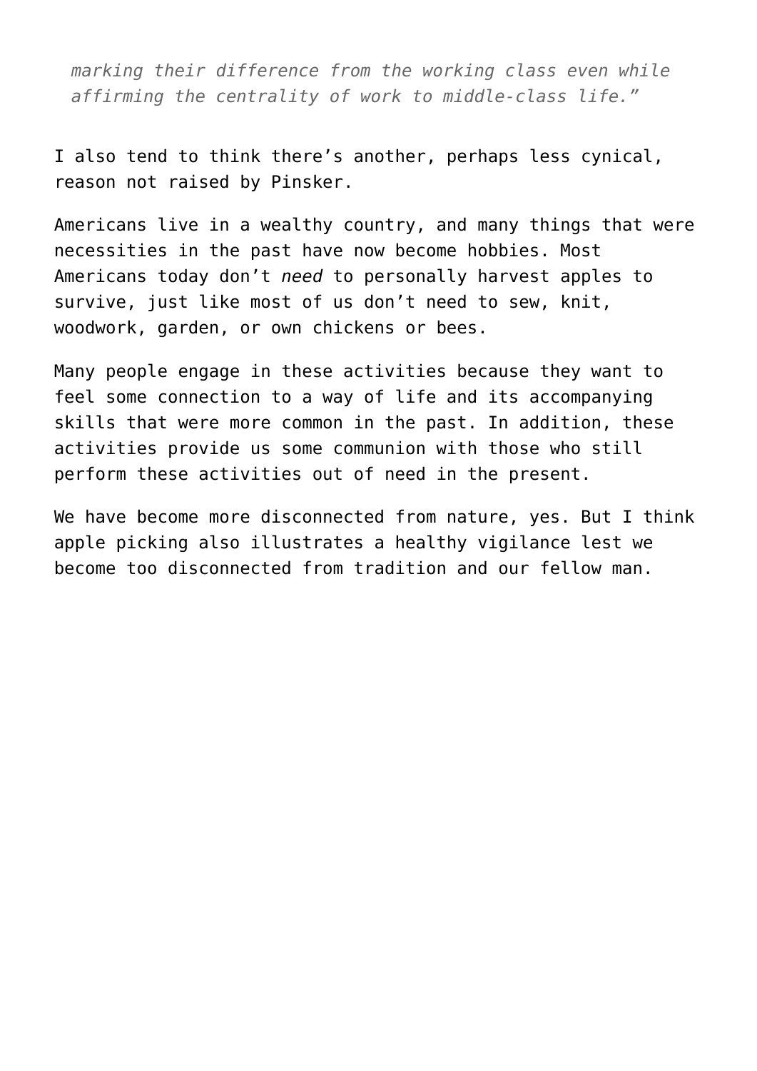> *marking their difference from the working class even while affirming the centrality of work to middle-class life."*

I also tend to think there's another, perhaps less cynical, reason not raised by Pinsker.

Americans live in a wealthy country, and many things that were necessities in the past have now become hobbies. Most Americans today don't *need* to personally harvest apples to survive, just like most of us don't need to sew, knit, woodwork, garden, or own chickens or bees.

Many people engage in these activities because they want to feel some connection to a way of life and its accompanying skills that were more common in the past. In addition, these activities provide us some communion with those who still perform these activities out of need in the present.

We have become more disconnected from nature, yes. But I think apple picking also illustrates a healthy vigilance lest we become too disconnected from tradition and our fellow man.